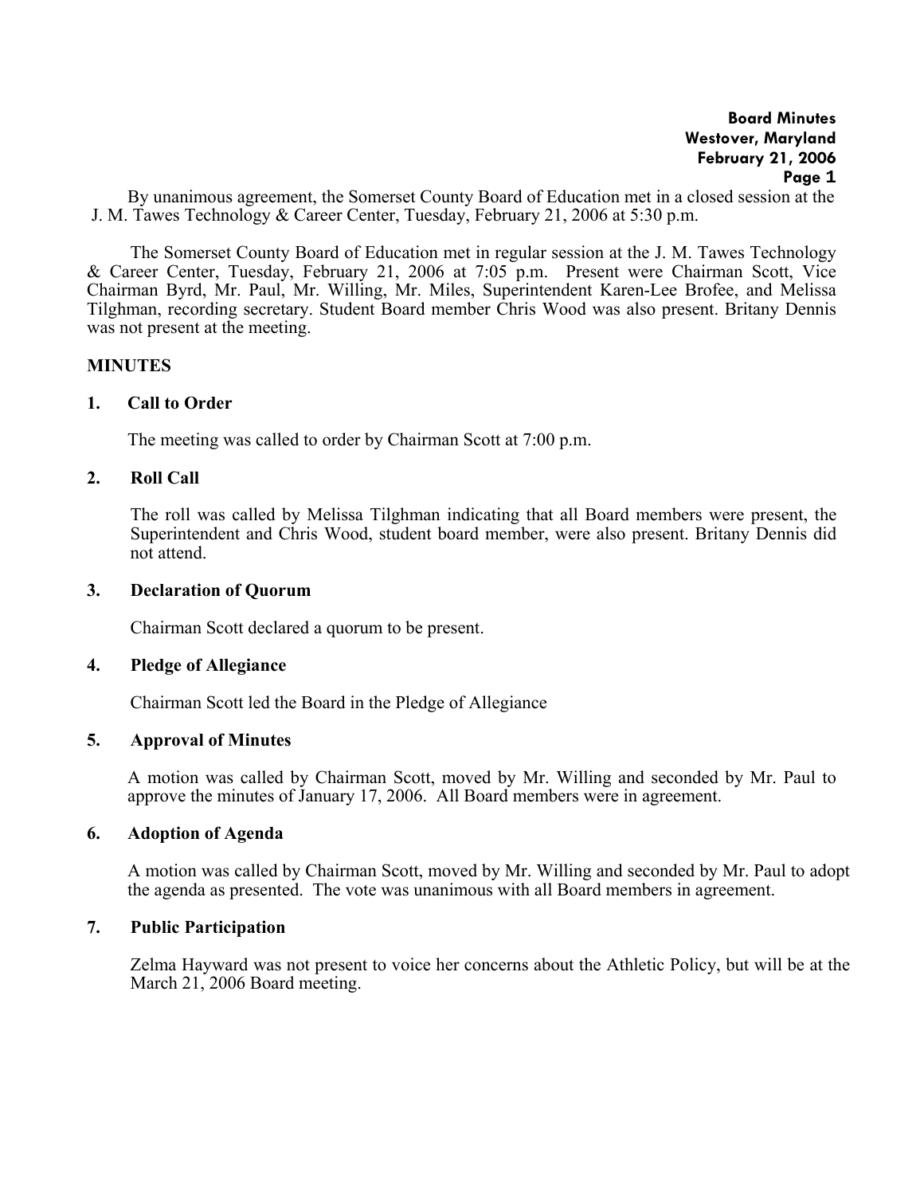**Board Minutes**
**Westover, Maryland**
**February 21, 2006**

By unanimous agreement, the Somerset County Board of Education met in a closed session at the J. M. Tawes Technology & Career Center, Tuesday, February 21, 2006 at 5:30 p.m.

The Somerset County Board of Education met in regular session at the J. M. Tawes Technology & Career Center, Tuesday, February 21, 2006 at 7:05 p.m. Present were Chairman Scott, Vice Chairman Byrd, Mr. Paul, Mr. Willing, Mr. Miles, Superintendent Karen-Lee Brofee, and Melissa Tilghman, recording secretary. Student Board member Chris Wood was also present. Britany Dennis was not present at the meeting.

## MINUTES

### 1. Call to Order

The meeting was called to order by Chairman Scott at 7:00 p.m.

### 2. Roll Call

The roll was called by Melissa Tilghman indicating that all Board members were present, the Superintendent and Chris Wood, student board member, were also present. Britany Dennis did not attend.

### 3. Declaration of Quorum

Chairman Scott declared a quorum to be present.

### 4. Pledge of Allegiance

Chairman Scott led the Board in the Pledge of Allegiance

### 5. Approval of Minutes

A motion was called by Chairman Scott, moved by Mr. Willing and seconded by Mr. Paul to approve the minutes of January 17, 2006. All Board members were in agreement.

### 6. Adoption of Agenda

A motion was called by Chairman Scott, moved by Mr. Willing and seconded by Mr. Paul to adopt the agenda as presented. The vote was unanimous with all Board members in agreement.

### 7. Public Participation

Zelma Hayward was not present to voice her concerns about the Athletic Policy, but will be at the March 21, 2006 Board meeting.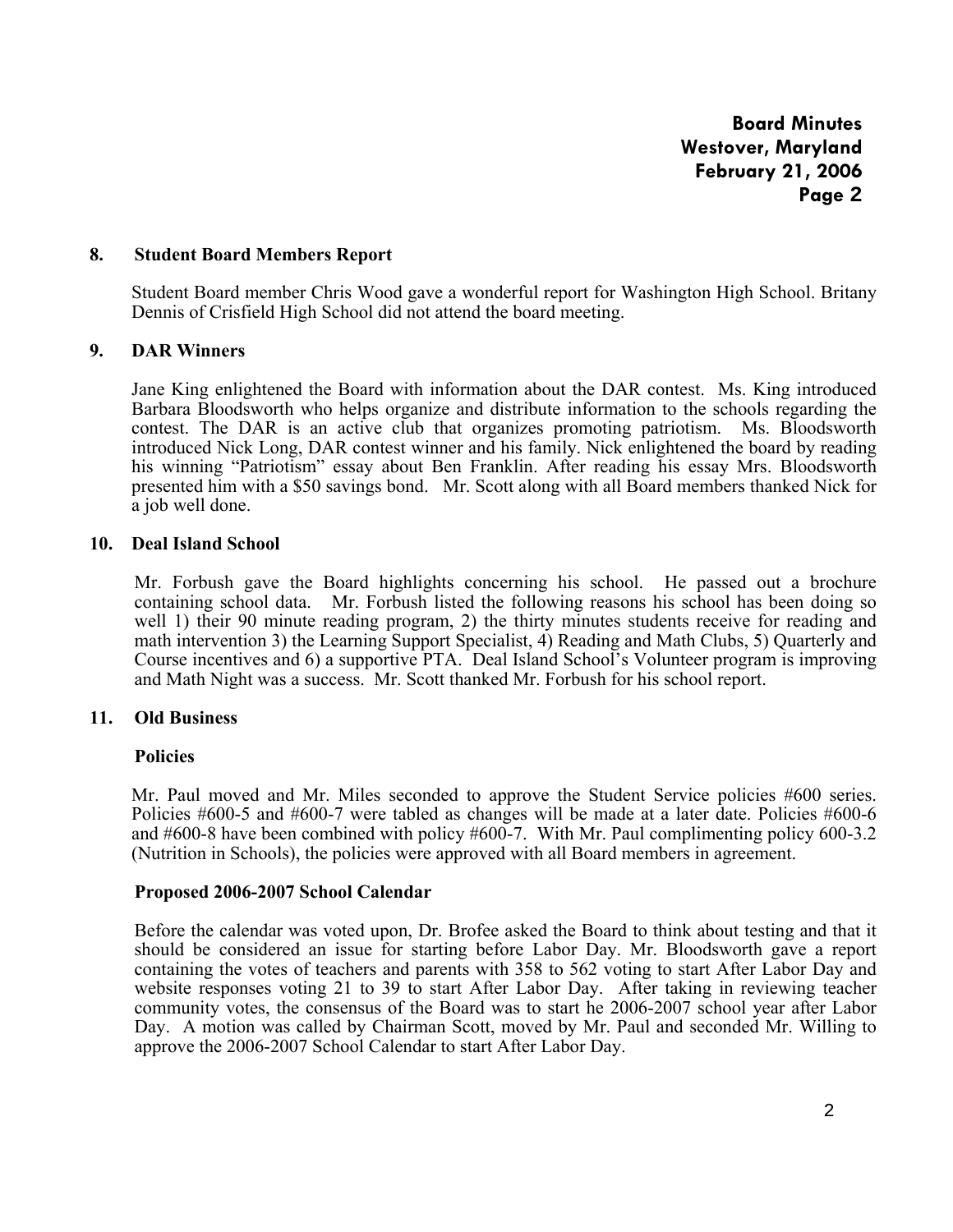## 8. Student Board Members Report

Student Board member Chris Wood gave a wonderful report for Washington High School. Britany Dennis of Crisfield High School did not attend the board meeting.

## 9. DAR Winners

Jane King enlightened the Board with information about the DAR contest. Ms. King introduced Barbara Bloodsworth who helps organize and distribute information to the schools regarding the contest. The DAR is an active club that organizes promoting patriotism. Ms. Bloodsworth introduced Nick Long, DAR contest winner and his family. Nick enlightened the board by reading his winning "Patriotism" essay about Ben Franklin. After reading his essay Mrs. Bloodsworth presented him with a $50 savings bond. Mr. Scott along with all Board members thanked Nick for a job well done.

## 10. Deal Island School

Mr. Forbush gave the Board highlights concerning his school. He passed out a brochure containing school data. Mr. Forbush listed the following reasons his school has been doing so well 1) their 90 minute reading program, 2) the thirty minutes students receive for reading and math intervention 3) the Learning Support Specialist, 4) Reading and Math Clubs, 5) Quarterly and Course incentives and 6) a supportive PTA. Deal Island School's Volunteer program is improving and Math Night was a success. Mr. Scott thanked Mr. Forbush for his school report.

## 11. Old Business

### Policies

Mr. Paul moved and Mr. Miles seconded to approve the Student Service policies #600 series. Policies #600-5 and #600-7 were tabled as changes will be made at a later date. Policies #600-6 and #600-8 have been combined with policy #600-7. With Mr. Paul complimenting policy 600-3.2 (Nutrition in Schools), the policies were approved with all Board members in agreement.

### Proposed 2006-2007 School Calendar

Before the calendar was voted upon, Dr. Brofee asked the Board to think about testing and that it should be considered an issue for starting before Labor Day. Mr. Bloodsworth gave a report containing the votes of teachers and parents with 358 to 562 voting to start After Labor Day and website responses voting 21 to 39 to start After Labor Day. After taking in reviewing teacher community votes, the consensus of the Board was to start he 2006-2007 school year after Labor Day. A motion was called by Chairman Scott, moved by Mr. Paul and seconded Mr. Willing to approve the 2006-2007 School Calendar to start After Labor Day.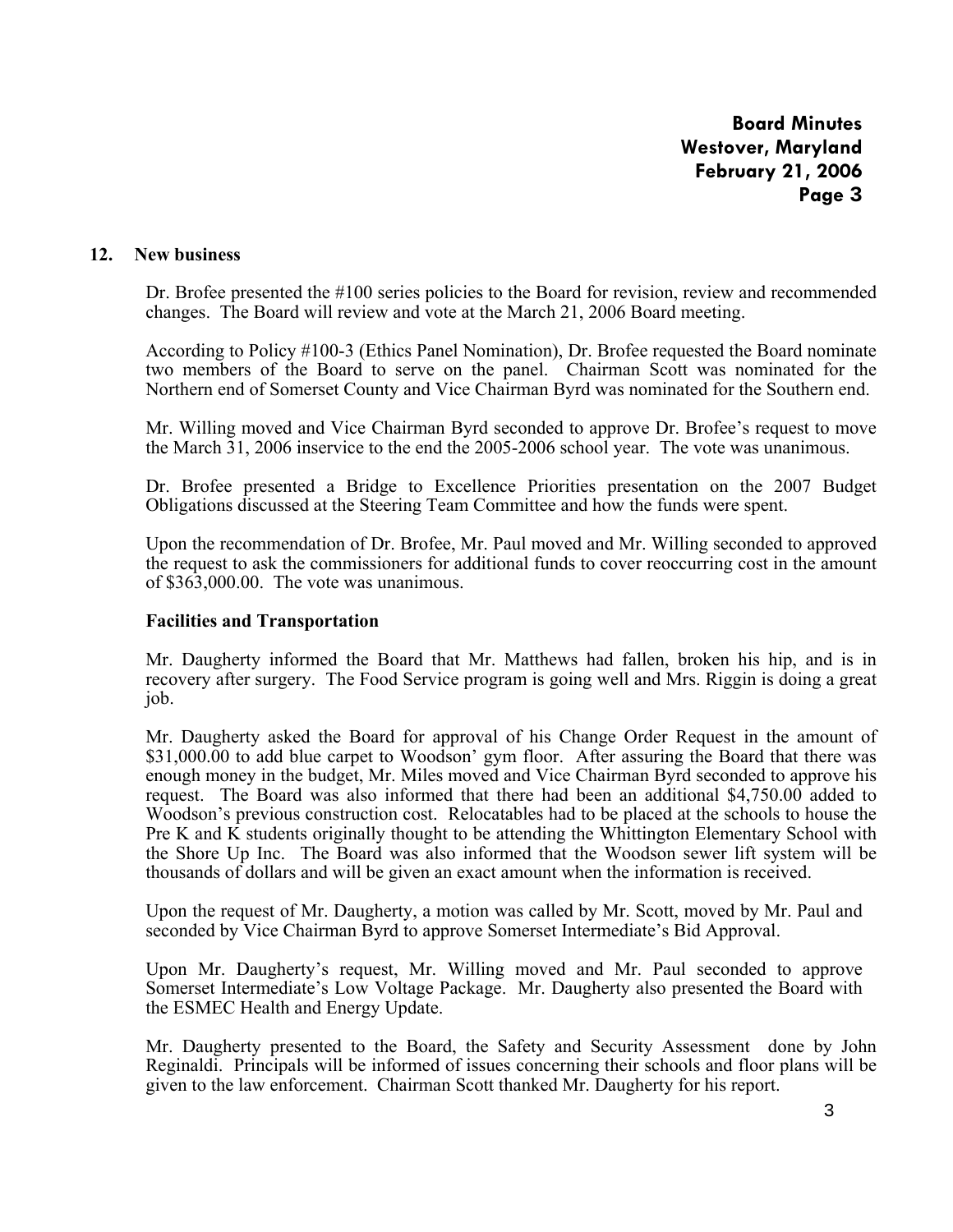## 12. New business

Dr. Brofee presented the #100 series policies to the Board for revision, review and recommended changes. The Board will review and vote at the March 21, 2006 Board meeting.

According to Policy #100-3 (Ethics Panel Nomination), Dr. Brofee requested the Board nominate two members of the Board to serve on the panel. Chairman Scott was nominated for the Northern end of Somerset County and Vice Chairman Byrd was nominated for the Southern end.

Mr. Willing moved and Vice Chairman Byrd seconded to approve Dr. Brofee's request to move the March 31, 2006 inservice to the end the 2005-2006 school year. The vote was unanimous.

Dr. Brofee presented a Bridge to Excellence Priorities presentation on the 2007 Budget Obligations discussed at the Steering Team Committee and how the funds were spent.

Upon the recommendation of Dr. Brofee, Mr. Paul moved and Mr. Willing seconded to approved the request to ask the commissioners for additional funds to cover reoccurring cost in the amount of $363,000.00. The vote was unanimous.

### Facilities and Transportation

Mr. Daugherty informed the Board that Mr. Matthews had fallen, broken his hip, and is in recovery after surgery. The Food Service program is going well and Mrs. Riggin is doing a great job.

Mr. Daugherty asked the Board for approval of his Change Order Request in the amount of $31,000.00 to add blue carpet to Woodson' gym floor. After assuring the Board that there was enough money in the budget, Mr. Miles moved and Vice Chairman Byrd seconded to approve his request. The Board was also informed that there had been an additional $4,750.00 added to Woodson's previous construction cost. Relocatables had to be placed at the schools to house the Pre K and K students originally thought to be attending the Whittington Elementary School with the Shore Up Inc. The Board was also informed that the Woodson sewer lift system will be thousands of dollars and will be given an exact amount when the information is received.

Upon the request of Mr. Daugherty, a motion was called by Mr. Scott, moved by Mr. Paul and seconded by Vice Chairman Byrd to approve Somerset Intermediate's Bid Approval.

Upon Mr. Daugherty's request, Mr. Willing moved and Mr. Paul seconded to approve Somerset Intermediate's Low Voltage Package. Mr. Daugherty also presented the Board with the ESMEC Health and Energy Update.

Mr. Daugherty presented to the Board, the Safety and Security Assessment done by John Reginaldi. Principals will be informed of issues concerning their schools and floor plans will be given to the law enforcement. Chairman Scott thanked Mr. Daugherty for his report.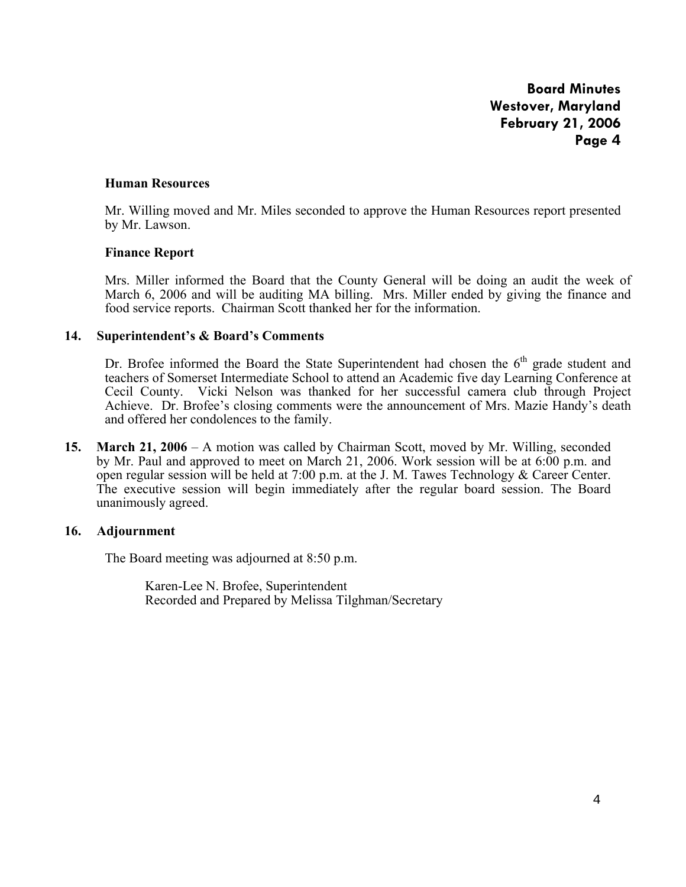### Human Resources

Mr. Willing moved and Mr. Miles seconded to approve the Human Resources report presented by Mr. Lawson.

### Finance Report

Mrs. Miller informed the Board that the County General will be doing an audit the week of March 6, 2006 and will be auditing MA billing. Mrs. Miller ended by giving the finance and food service reports. Chairman Scott thanked her for the information.

## 14. Superintendent's & Board's Comments

Dr. Brofee informed the Board the State Superintendent had chosen the $6^{th}$ grade student and teachers of Somerset Intermediate School to attend an Academic five day Learning Conference at Cecil County. Vicki Nelson was thanked for her successful camera club through Project Achieve. Dr. Brofee's closing comments were the announcement of Mrs. Mazie Handy's death and offered her condolences to the family.

**15. March 21, 2006** – A motion was called by Chairman Scott, moved by Mr. Willing, seconded by Mr. Paul and approved to meet on March 21, 2006. Work session will be at 6:00 p.m. and open regular session will be held at 7:00 p.m. at the J. M. Tawes Technology & Career Center. The executive session will begin immediately after the regular board session. The Board unanimously agreed.

## 16. Adjournment

The Board meeting was adjourned at 8:50 p.m.

Karen-Lee N. Brofee, Superintendent
Recorded and Prepared by Melissa Tilghman/Secretary